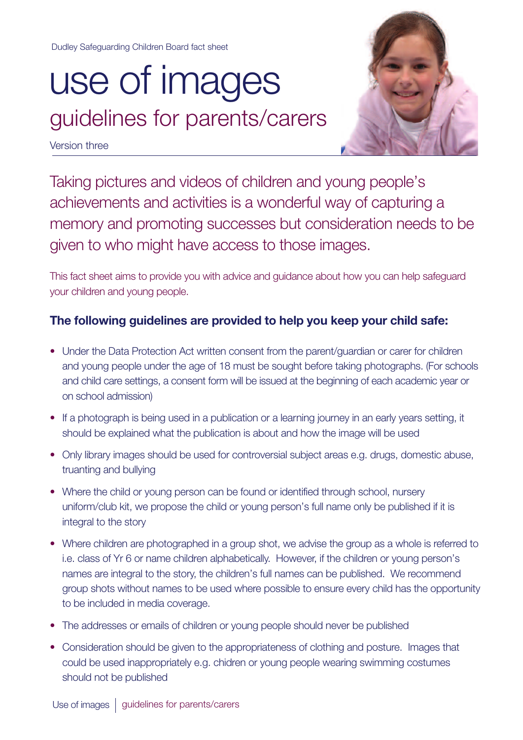Dudley Safeguarding Children Board fact sheet

# use of images

## guidelines for parents/carers

Version three

Taking pictures and videos of children and young people's achievements and activities is a wonderful way of capturing a memory and promoting successes but consideration needs to be given to who might have access to those images.

This fact sheet aims to provide you with advice and guidance about how you can help safeguard your children and young people.

**The following guidelines are provided to help you keep your child safe:**

- Under the Data Protection Act written consent from the parent/guardian or carer for children and young people under the age of 18 must be sought before taking photographs. (For schools and child care settings, a consent form will be issued at the beginning of each academic year or on school admission)
- If a photograph is being used in a publication or a learning journey in an early years setting, it should be explained what the publication is about and how the image will be used
- Only library images should be used for controversial subject areas e.g. drugs, domestic abuse, truanting and bullying
- Where the child or young person can be found or identified through school, nursery uniform/club kit, we propose the child or young person's full name only be published if it is integral to the story
- Where children are photographed in a group shot, we advise the group as a whole is referred to i.e. class of Yr 6 or name children alphabetically. However, if the children or young person's names are integral to the story, the children's full names can be published. We recommend group shots without names to be used where possible to ensure every child has the opportunity to be included in media coverage.
- The addresses or emails of children or young people should never be published
- Consideration should be given to the appropriateness of clothing and posture. Images that could be used inappropriately e.g. chidren or young people wearing swimming costumes should not be published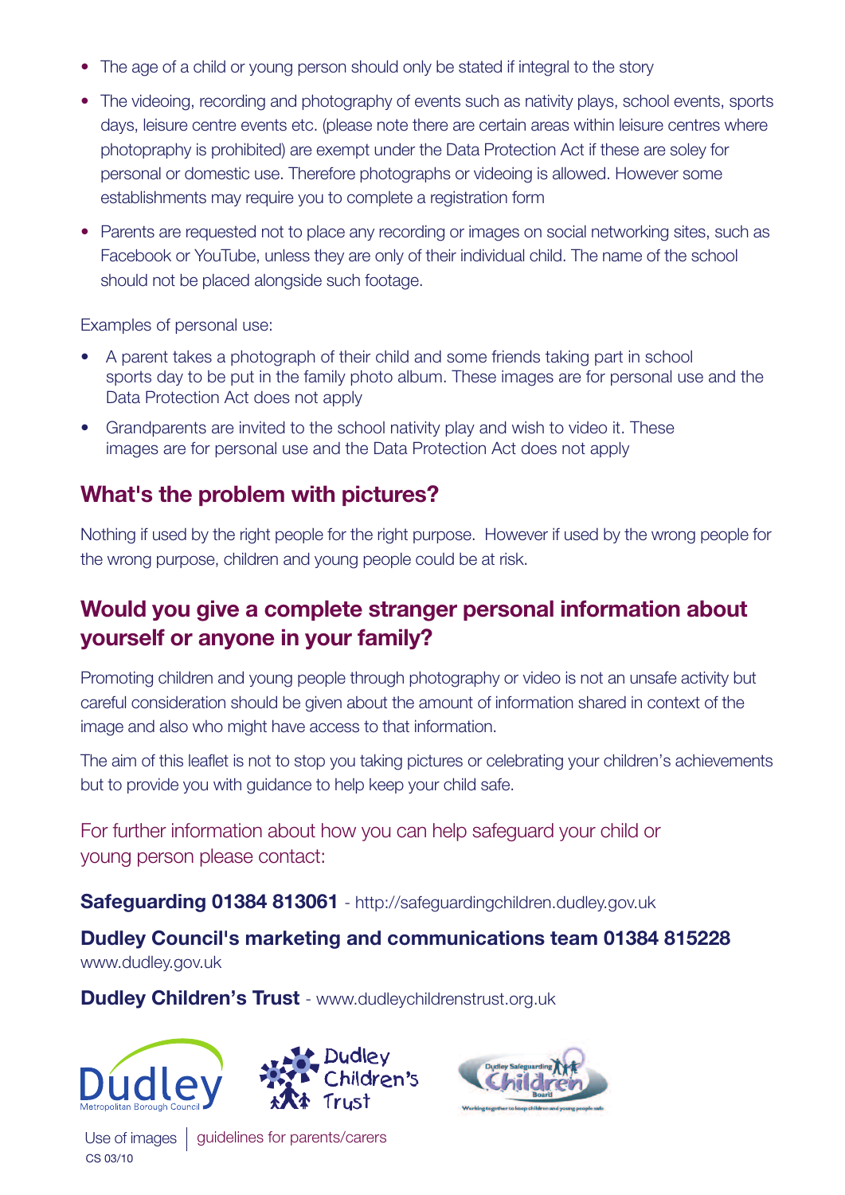- The age of a child or young person should only be stated if integral to the story
- The videoing, recording and photography of events such as nativity plays, school events, sports days, leisure centre events etc. (please note there are certain areas within leisure centres where photopraphy is prohibited) are exempt under the Data Protection Act if these are soley for personal or domestic use. Therefore photographs or videoing is allowed. However some establishments may require you to complete a registration form
- Parents are requested not to place any recording or images on social networking sites, such as Facebook or YouTube, unless they are only of their individual child. The name of the school should not be placed alongside such footage.

Examples of personal use:

- A parent takes a photograph of their child and some friends taking part in school sports day to be put in the family photo album. These images are for personal use and the Data Protection Act does not apply
- Grandparents are invited to the school nativity play and wish to video it. These images are for personal use and the Data Protection Act does not apply

## What's the problem with pictures?

Nothing if used by the right people for the right purpose. However if used by the wrong people for the wrong purpose, children and young people could be at risk.

## Would you give a complete stranger personal information about yourself or anyone in your family?

Promoting children and young people through photography or video is not an unsafe activity but careful consideration should be given about the amount of information shared in context of the image and also who might have access to that information.

The aim of this leaflet is not to stop you taking pictures or celebrating your children's achievements but to provide you with guidance to help keep your child safe.

For further information about how you can help safeguard your child or young person please contact:

**Safeguarding 01384 813061** - http://safeguardingchildren.dudley.gov.uk

**Dudley Council's marketing and communications team 01384 815228**
www.dudley.gov.uk

**Dudley Children's Trust** - www.dudleychildrenstrust.org.uk

Dudley Metropolitan Borough Council

Dudley Children's Trust

Dudley Safeguarding Children Board
Working together to keep children and young people safe

Use of images | guidelines for parents/carers
CS 03/10